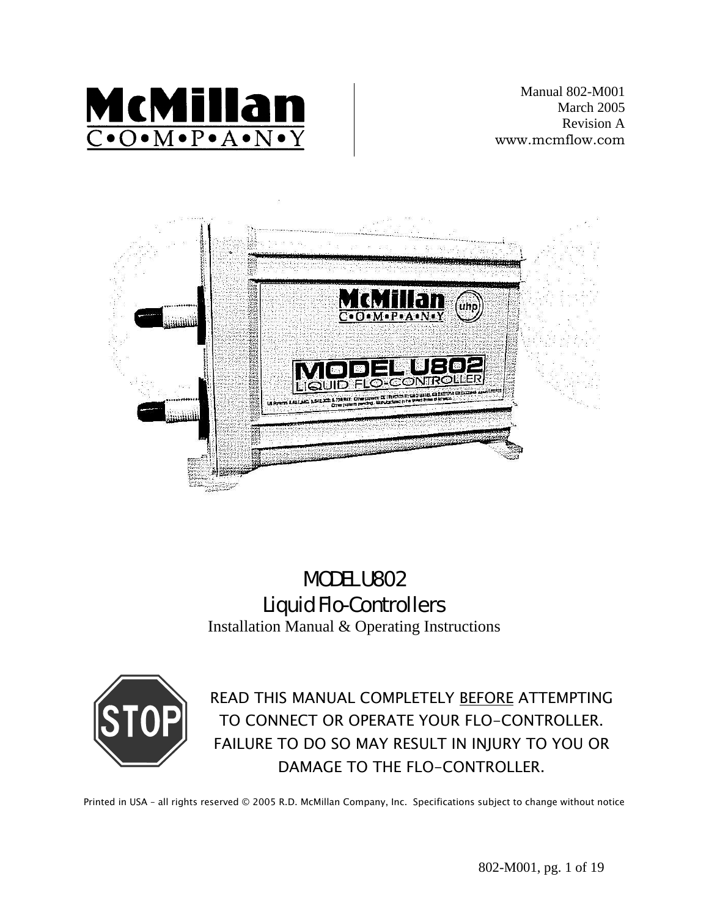# McMillan COMPANY

Manual 802-M001
March 2005
Revision A
www.mcmflow.com

# MODEL U802
## Liquid Flo-Controllers
Installation Manual & Operating Instructions

STOP

READ THIS MANUAL COMPLETELY BEFORE ATTEMPTING TO CONNECT OR OPERATE YOUR FLO-CONTROLLER. FAILURE TO DO SO MAY RESULT IN INJURY TO YOU OR DAMAGE TO THE FLO-CONTROLLER.

Printed in USA – all rights reserved © 2005 R.D. McMillan Company, Inc. Specifications subject to change without notice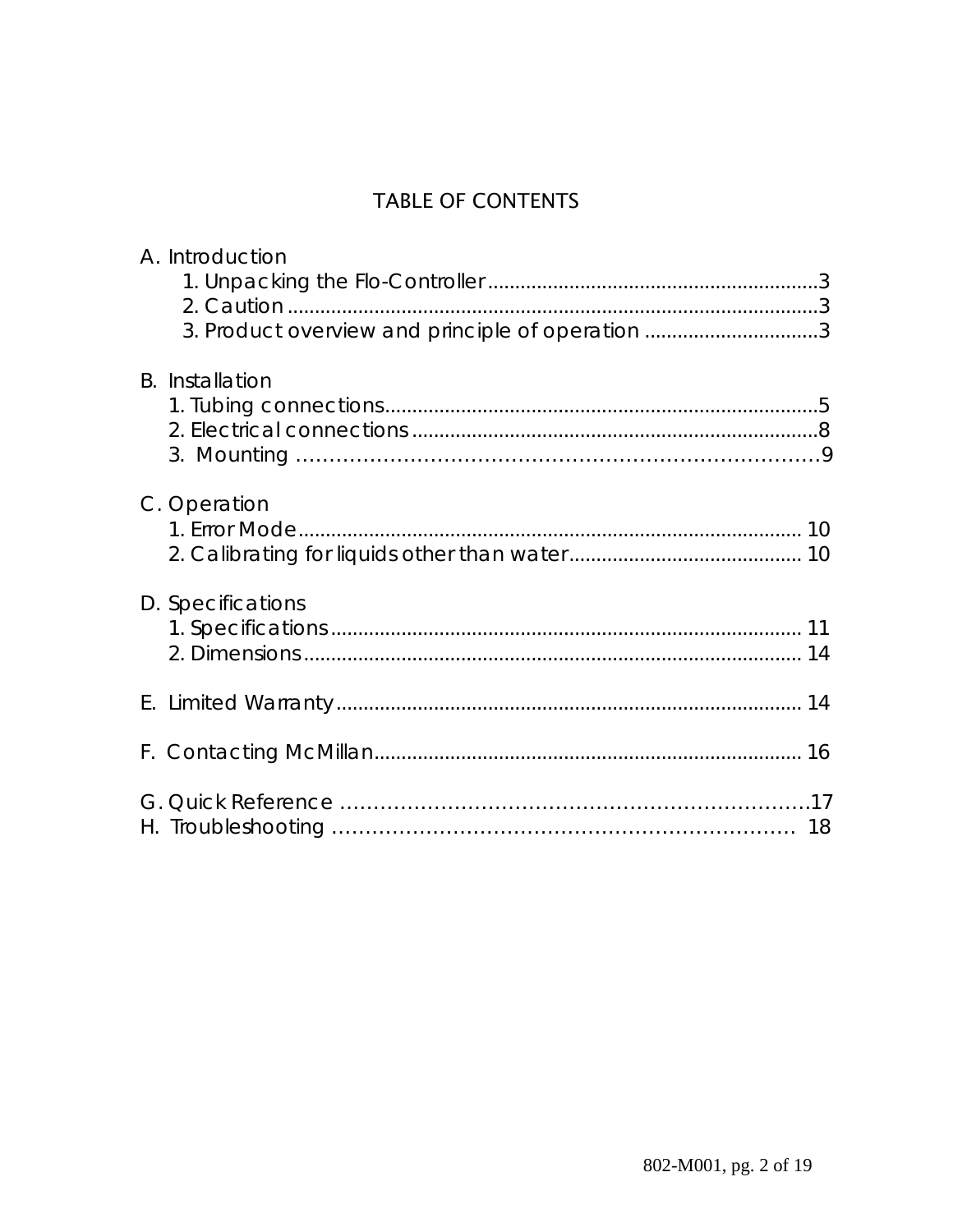# TABLE OF CONTENTS

A. Introduction
- 1. Unpacking the Flo-Controller ........................................................3
- 2. Caution ........................................................................................3
- 3. Product overview and principle of operation ................................3

B. Installation
- 1. Tubing connections........................................................................5
- 2. Electrical connections ...................................................................8
- 3. Mounting ......................................................................................9

C. Operation
- 1. Error Mode.................................................................................... 10
- 2. Calibrating for liquids other than water......................................... 10

D. Specifications
- 1. Specifications ............................................................................... 11
- 2. Dimensions ................................................................................... 14

E. Limited Warranty.............................................................................. 14

F. Contacting McMillan......................................................................... 16

G. Quick Reference ..............................................................................17

H. Troubleshooting ............................................................................. 18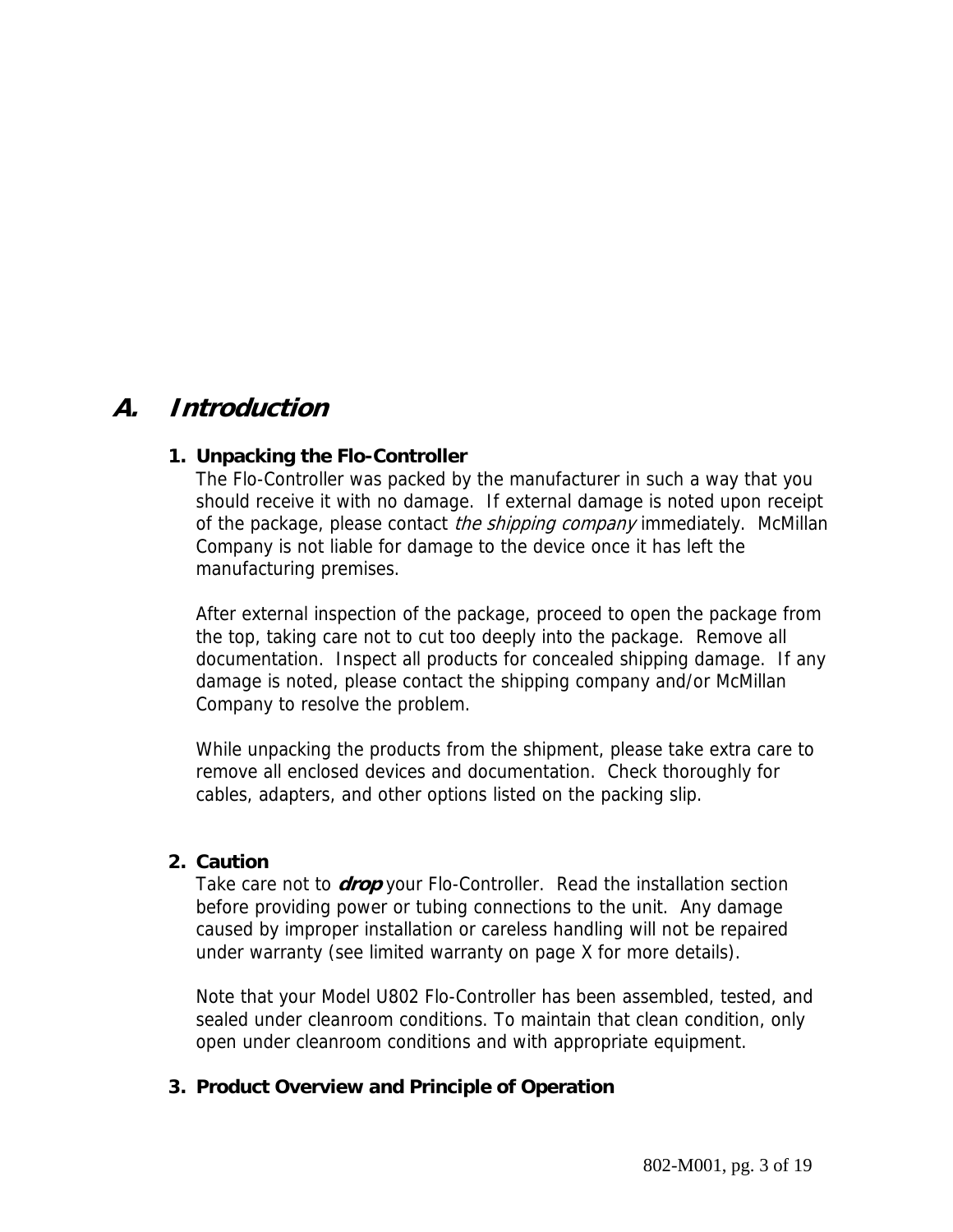# A. Introduction

### 1. Unpacking the Flo-Controller

The Flo-Controller was packed by the manufacturer in such a way that you should receive it with no damage. If external damage is noted upon receipt of the package, please contact *the shipping company* immediately. McMillan Company is not liable for damage to the device once it has left the manufacturing premises.

After external inspection of the package, proceed to open the package from the top, taking care not to cut too deeply into the package. Remove all documentation. Inspect all products for concealed shipping damage. If any damage is noted, please contact the shipping company and/or McMillan Company to resolve the problem.

While unpacking the products from the shipment, please take extra care to remove all enclosed devices and documentation. Check thoroughly for cables, adapters, and other options listed on the packing slip.

### 2. Caution

Take care not to ***drop*** your Flo-Controller. Read the installation section before providing power or tubing connections to the unit. Any damage caused by improper installation or careless handling will not be repaired under warranty (see limited warranty on page X for more details).

Note that your Model U802 Flo-Controller has been assembled, tested, and sealed under cleanroom conditions. To maintain that clean condition, only open under cleanroom conditions and with appropriate equipment.

### 3. Product Overview and Principle of Operation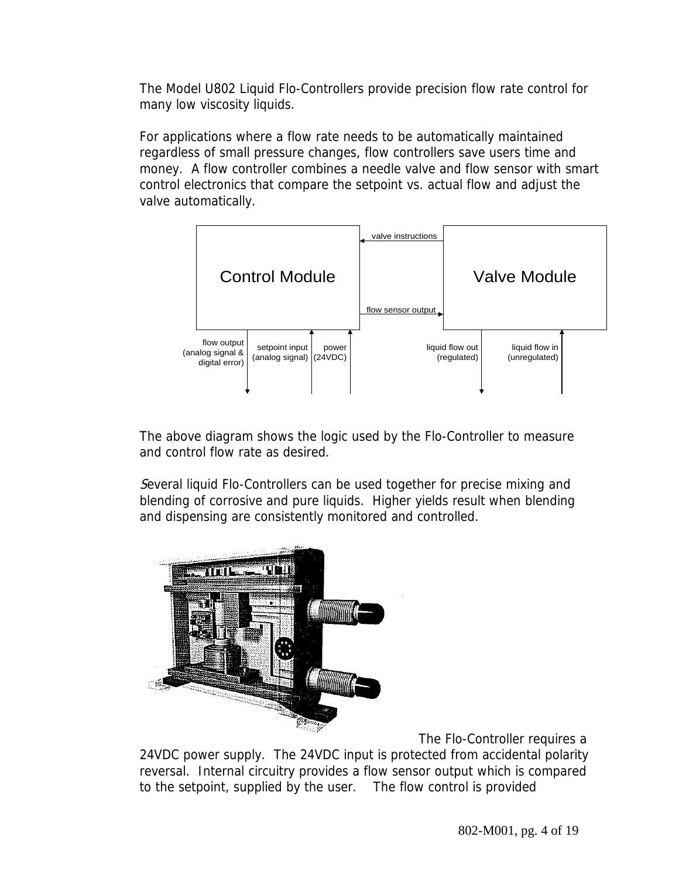The Model U802 Liquid Flo-Controllers provide precision flow rate control for many low viscosity liquids.

For applications where a flow rate needs to be automatically maintained regardless of small pressure changes, flow controllers save users time and money. A flow controller combines a needle valve and flow sensor with smart control electronics that compare the setpoint vs. actual flow and adjust the valve automatically.

Control Module

Valve Module

valve instructions

flow sensor output

flow output (analog signal & digital error)

setpoint input (analog signal)

power (24VDC)

liquid flow out (regulated)

liquid flow in (unregulated)

The above diagram shows the logic used by the Flo-Controller to measure and control flow rate as desired.

Several liquid Flo-Controllers can be used together for precise mixing and blending of corrosive and pure liquids. Higher yields result when blending and dispensing are consistently monitored and controlled.

The Flo-Controller requires a 24VDC power supply. The 24VDC input is protected from accidental polarity reversal. Internal circuitry provides a flow sensor output which is compared to the setpoint, supplied by the user. The flow control is provided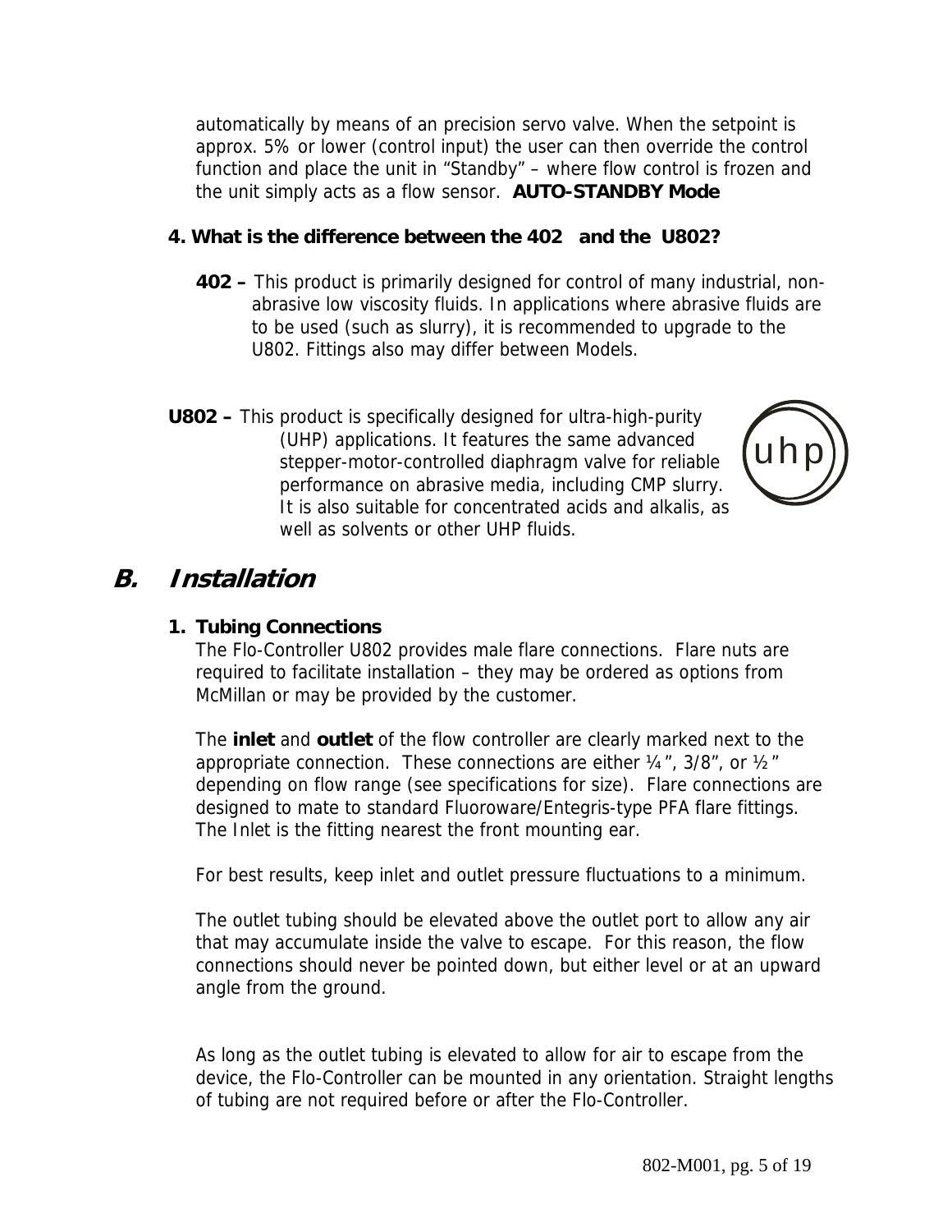automatically by means of an precision servo valve. When the setpoint is approx. 5% or lower (control input) the user can then override the control function and place the unit in "Standby" – where flow control is frozen and the unit simply acts as a flow sensor. **AUTO-STANDBY Mode**

**4. What is the difference between the 402 and the U802?**

**402 –** This product is primarily designed for control of many industrial, non-abrasive low viscosity fluids. In applications where abrasive fluids are to be used (such as slurry), it is recommended to upgrade to the U802. Fittings also may differ between Models.

**U802 –** This product is specifically designed for ultra-high-purity (UHP) applications. It features the same advanced stepper-motor-controlled diaphragm valve for reliable performance on abrasive media, including CMP slurry. It is also suitable for concentrated acids and alkalis, as well as solvents or other UHP fluids.

uhp

## B. Installation

### 1. Tubing Connections

The Flo-Controller U802 provides male flare connections. Flare nuts are required to facilitate installation – they may be ordered as options from McMillan or may be provided by the customer.

The **inlet** and **outlet** of the flow controller are clearly marked next to the appropriate connection. These connections are either ¼", 3/8", or ½" depending on flow range (see specifications for size). Flare connections are designed to mate to standard Fluoroware/Entegris-type PFA flare fittings. The Inlet is the fitting nearest the front mounting ear.

For best results, keep inlet and outlet pressure fluctuations to a minimum.

The outlet tubing should be elevated above the outlet port to allow any air that may accumulate inside the valve to escape. For this reason, the flow connections should never be pointed down, but either level or at an upward angle from the ground.

As long as the outlet tubing is elevated to allow for air to escape from the device, the Flo-Controller can be mounted in any orientation. Straight lengths of tubing are not required before or after the Flo-Controller.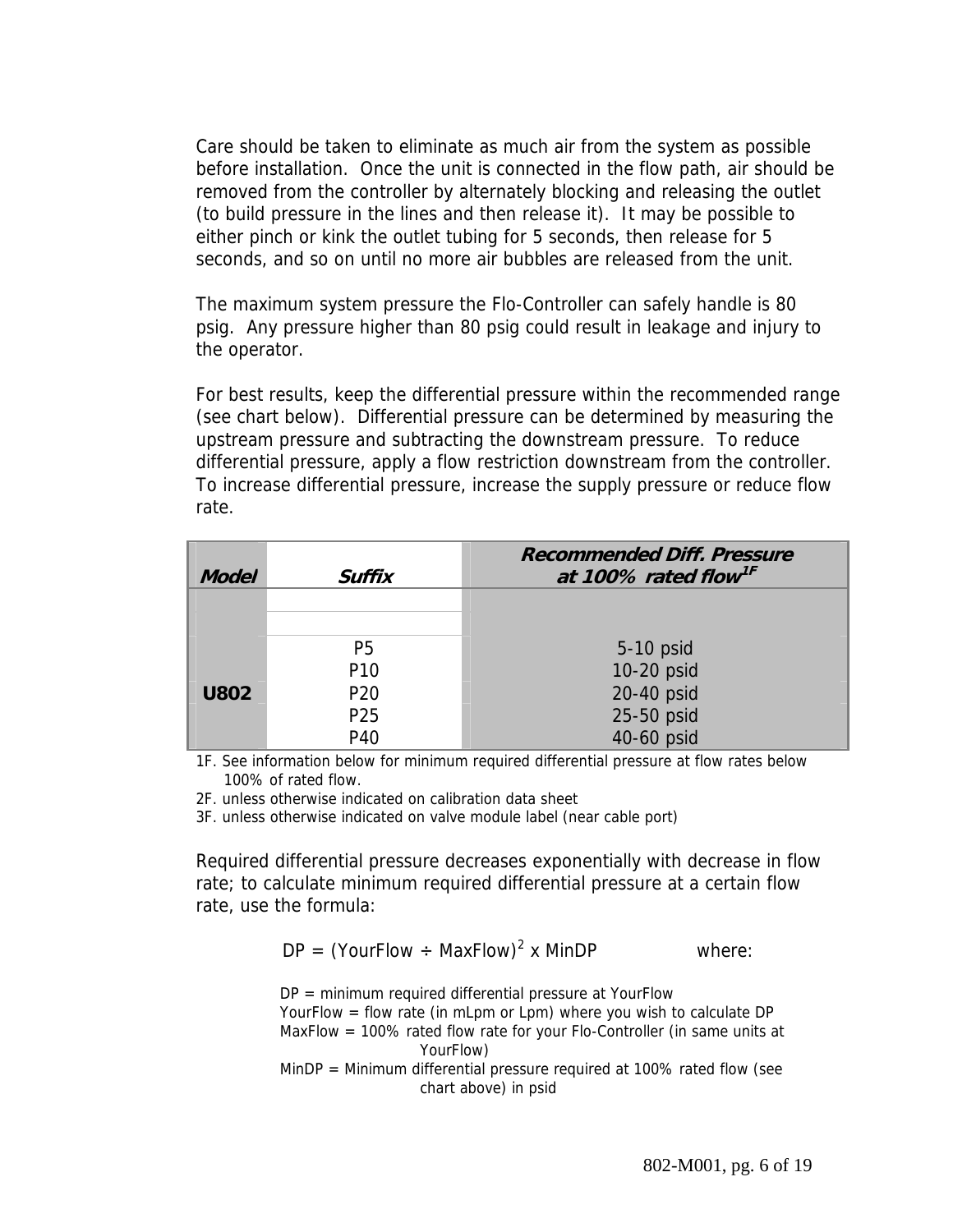Care should be taken to eliminate as much air from the system as possible before installation. Once the unit is connected in the flow path, air should be removed from the controller by alternately blocking and releasing the outlet (to build pressure in the lines and then release it). It may be possible to either pinch or kink the outlet tubing for 5 seconds, then release for 5 seconds, and so on until no more air bubbles are released from the unit.

The maximum system pressure the Flo-Controller can safely handle is 80 psig. Any pressure higher than 80 psig could result in leakage and injury to the operator.

For best results, keep the differential pressure within the recommended range (see chart below). Differential pressure can be determined by measuring the upstream pressure and subtracting the downstream pressure. To reduce differential pressure, apply a flow restriction downstream from the controller. To increase differential pressure, increase the supply pressure or reduce flow rate.

| ***Model*** | ***Suffix*** | ***Recommended Diff. Pressure at 100% rated flow***[1F] |
|---|---|---|
| **U802** | P5 | 5-10 psid |
| | P10 | 10-20 psid |
| | P20 | 20-40 psid |
| | P25 | 25-50 psid |
| | P40 | 40-60 psid |

1F. See information below for minimum required differential pressure at flow rates below 100% of rated flow.
2F. unless otherwise indicated on calibration data sheet
3F. unless otherwise indicated on valve module label (near cable port)

Required differential pressure decreases exponentially with decrease in flow rate; to calculate minimum required differential pressure at a certain flow rate, use the formula:

$$DP = (YourFlow \div MaxFlow)^2 \times MinDP$$

where:

DP = minimum required differential pressure at YourFlow
YourFlow = flow rate (in mLpm or Lpm) where you wish to calculate DP
MaxFlow = 100% rated flow rate for your Flo-Controller (in same units at YourFlow)
MinDP = Minimum differential pressure required at 100% rated flow (see chart above) in psid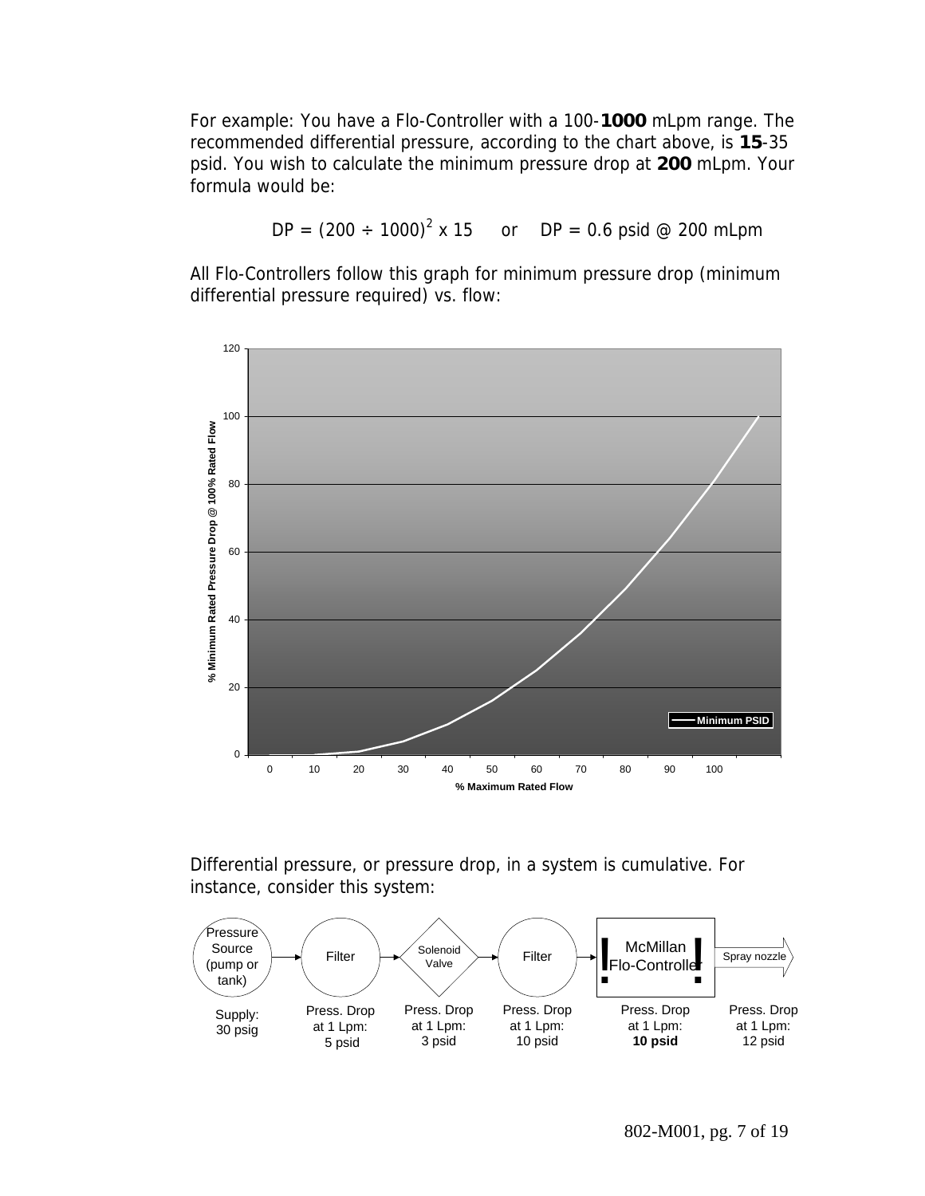For example: You have a Flo-Controller with a 100-**1000** mLpm range. The recommended differential pressure, according to the chart above, is **15**-35 psid. You wish to calculate the minimum pressure drop at **200** mLpm. Your formula would be:

$$DP = (200 \div 1000)^2 \times 15 \quad \text{or} \quad DP = 0.6 \text{ psid @ 200 mLpm}$$

All Flo-Controllers follow this graph for minimum pressure drop (minimum differential pressure required) vs. flow:

Differential pressure, or pressure drop, in a system is cumulative. For instance, consider this system:

| Pressure Source (pump or tank) | Filter | Solenoid Valve | Filter | McMillan Flo-Controller | Spray nozzle |
|---|---|---|---|---|---|
| Supply: 30 psig | Press. Drop at 1 Lpm: 5 psid | Press. Drop at 1 Lpm: 3 psid | Press. Drop at 1 Lpm: 10 psid | Press. Drop at 1 Lpm: **10 psid** | Press. Drop at 1 Lpm: 12 psid |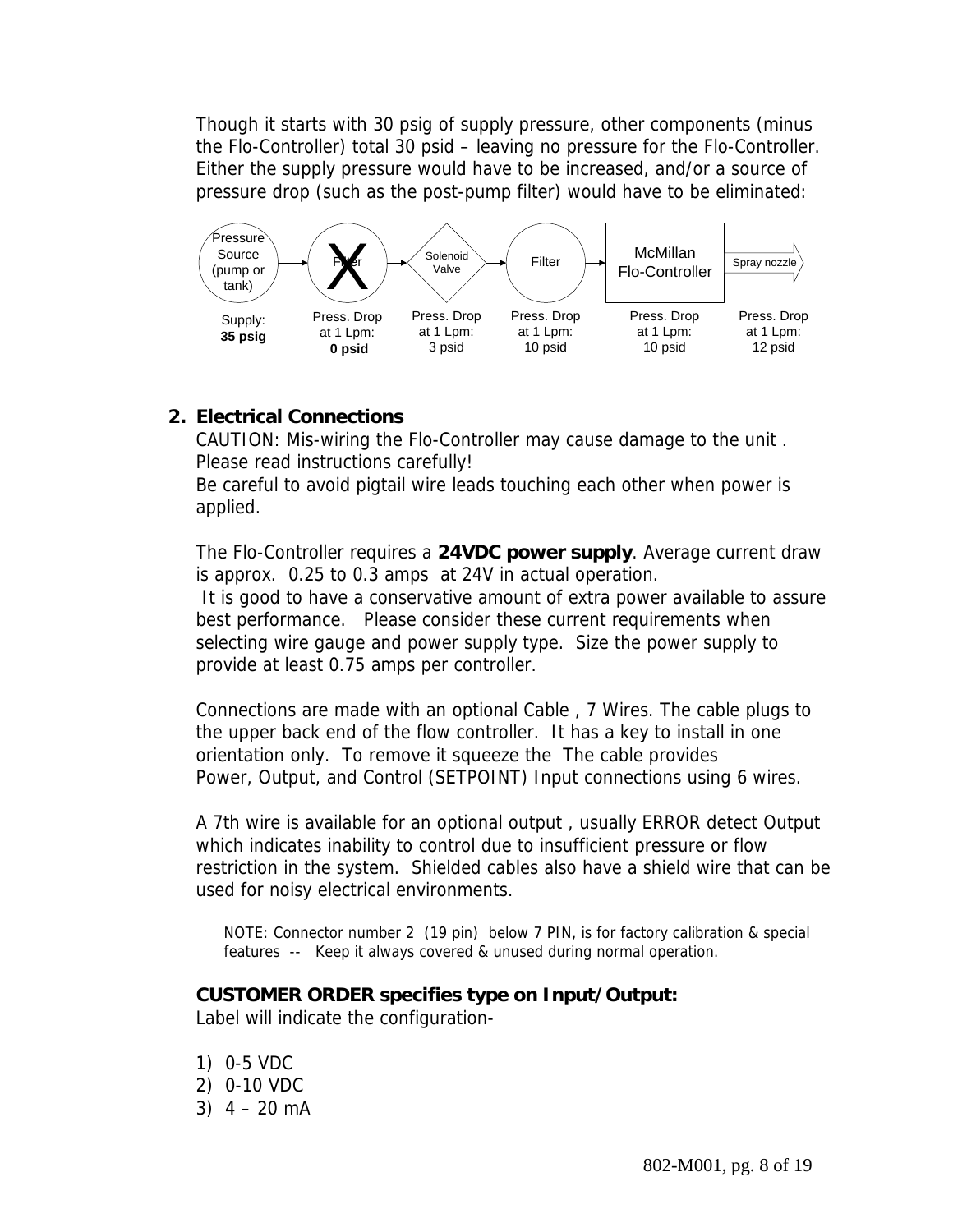Though it starts with 30 psig of supply pressure, other components (minus the Flo-Controller) total 30 psid – leaving no pressure for the Flo-Controller. Either the supply pressure would have to be increased, and/or a source of pressure drop (such as the post-pump filter) would have to be eliminated:

| Pressure Source (pump or tank) | ~~Filter~~ (X) | Solenoid Valve | Filter | McMillan Flo-Controller | Spray nozzle |
|---|---|---|---|---|---|
| Supply: **35 psig** | Press. Drop at 1 Lpm: **0 psid** | Press. Drop at 1 Lpm: 3 psid | Press. Drop at 1 Lpm: 10 psid | Press. Drop at 1 Lpm: 10 psid | Press. Drop at 1 Lpm: 12 psid |

## 2. Electrical Connections

CAUTION: Mis-wiring the Flo-Controller may cause damage to the unit . Please read instructions carefully!
Be careful to avoid pigtail wire leads touching each other when power is applied.

The Flo-Controller requires a **24VDC power supply**. Average current draw is approx. 0.25 to 0.3 amps at 24V in actual operation.
It is good to have a conservative amount of extra power available to assure best performance. Please consider these current requirements when selecting wire gauge and power supply type. Size the power supply to provide at least 0.75 amps per controller.

Connections are made with an optional Cable , 7 Wires. The cable plugs to the upper back end of the flow controller. It has a key to install in one orientation only. To remove it squeeze the The cable provides Power, Output, and Control (SETPOINT) Input connections using 6 wires.

A 7th wire is available for an optional output , usually ERROR detect Output which indicates inability to control due to insufficient pressure or flow restriction in the system. Shielded cables also have a shield wire that can be used for noisy electrical environments.

NOTE: Connector number 2 (19 pin) below 7 PIN, is for factory calibration & special features -- Keep it always covered & unused during normal operation.

**CUSTOMER ORDER specifies type on Input/Output:**
Label will indicate the configuration-

1) 0-5 VDC
2) 0-10 VDC
3) 4 – 20 mA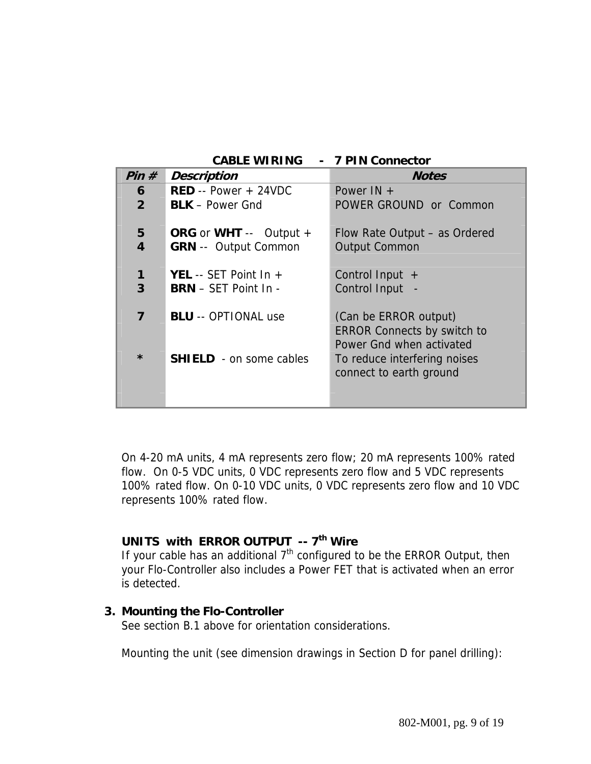**CABLE WIRING - 7 PIN Connector**

| ***Pin #*** | ***Description*** | ***Notes*** |
|---|---|---|
| **6** | **RED** -- Power + 24VDC | Power IN + |
| **2** | **BLK** – Power Gnd | POWER GROUND or Common |
| **5** | **ORG** or **WHT** -- Output + | Flow Rate Output – as Ordered |
| **4** | **GRN** -- Output Common | Output Common |
| **1** | **YEL** -- SET Point In + | Control Input + |
| **3** | **BRN** – SET Point In - | Control Input - |
| **7** | **BLU** -- OPTIONAL use | (Can be ERROR output) ERROR Connects by switch to Power Gnd when activated |
| ***** | **SHIELD** - on some cables | To reduce interfering noises connect to earth ground |

On 4-20 mA units, 4 mA represents zero flow; 20 mA represents 100% rated flow. On 0-5 VDC units, 0 VDC represents zero flow and 5 VDC represents 100% rated flow. On 0-10 VDC units, 0 VDC represents zero flow and 10 VDC represents 100% rated flow.

**UNITS with ERROR OUTPUT -- 7th Wire**
If your cable has an additional 7th configured to be the ERROR Output, then your Flo-Controller also includes a Power FET that is activated when an error is detected.

3. **Mounting the Flo-Controller**
   See section B.1 above for orientation considerations.

   Mounting the unit (see dimension drawings in Section D for panel drilling):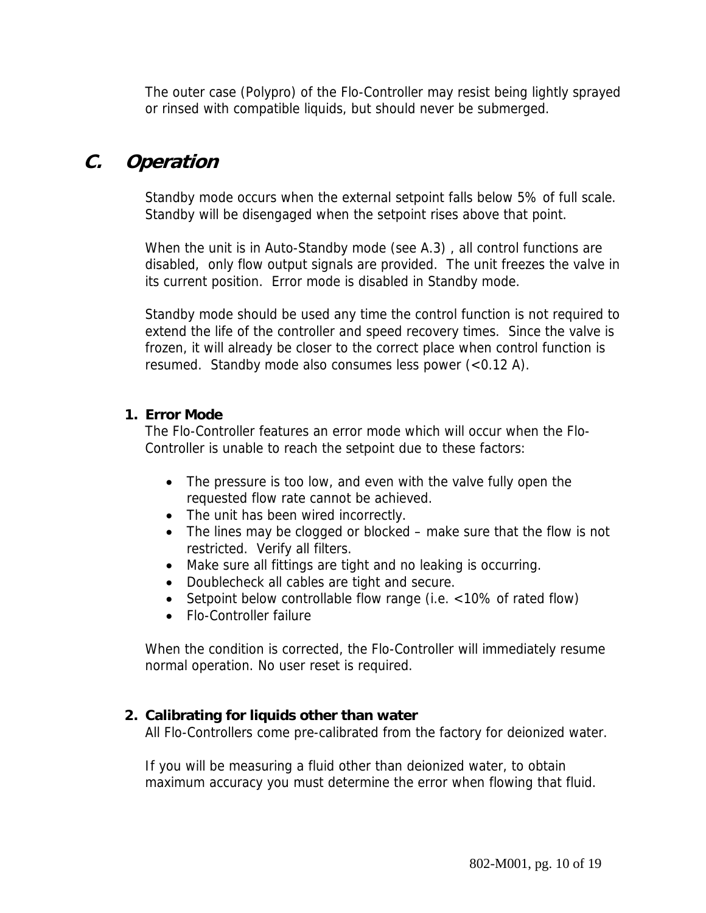The outer case (Polypro) of the Flo-Controller may resist being lightly sprayed or rinsed with compatible liquids, but should never be submerged.

## C. *Operation*

Standby mode occurs when the external setpoint falls below 5% of full scale. Standby will be disengaged when the setpoint rises above that point.

When the unit is in Auto-Standby mode (see A.3) , all control functions are disabled, only flow output signals are provided. The unit freezes the valve in its current position. Error mode is disabled in Standby mode.

Standby mode should be used any time the control function is not required to extend the life of the controller and speed recovery times. Since the valve is frozen, it will already be closer to the correct place when control function is resumed. Standby mode also consumes less power (<0.12 A).

### 1. Error Mode

The Flo-Controller features an error mode which will occur when the Flo-Controller is unable to reach the setpoint due to these factors:

- The pressure is too low, and even with the valve fully open the requested flow rate cannot be achieved.
- The unit has been wired incorrectly.
- The lines may be clogged or blocked – make sure that the flow is not restricted. Verify all filters.
- Make sure all fittings are tight and no leaking is occurring.
- Doublecheck all cables are tight and secure.
- Setpoint below controllable flow range (i.e. <10% of rated flow)
- Flo-Controller failure

When the condition is corrected, the Flo-Controller will immediately resume normal operation. No user reset is required.

### 2. Calibrating for liquids other than water

All Flo-Controllers come pre-calibrated from the factory for deionized water.

If you will be measuring a fluid other than deionized water, to obtain maximum accuracy you must determine the error when flowing that fluid.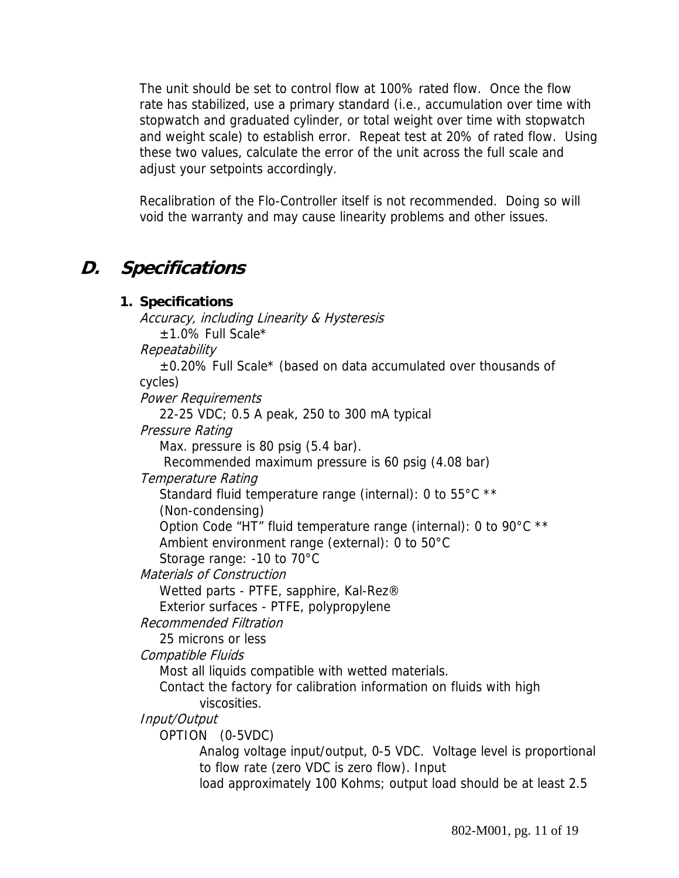The unit should be set to control flow at 100% rated flow. Once the flow rate has stabilized, use a primary standard (i.e., accumulation over time with stopwatch and graduated cylinder, or total weight over time with stopwatch and weight scale) to establish error. Repeat test at 20% of rated flow. Using these two values, calculate the error of the unit across the full scale and adjust your setpoints accordingly.

Recalibration of the Flo-Controller itself is not recommended. Doing so will void the warranty and may cause linearity problems and other issues.

## D. Specifications

### 1. Specifications

*Accuracy, including Linearity & Hysteresis*

±1.0% Full Scale*

*Repeatability*

±0.20% Full Scale* (based on data accumulated over thousands of cycles)

*Power Requirements*

22-25 VDC; 0.5 A peak, 250 to 300 mA typical

*Pressure Rating*

Max. pressure is 80 psig (5.4 bar).
Recommended maximum pressure is 60 psig (4.08 bar)

*Temperature Rating*

Standard fluid temperature range (internal): 0 to 55°C **
(Non-condensing)
Option Code "HT" fluid temperature range (internal): 0 to 90°C **
Ambient environment range (external): 0 to 50°C
Storage range: -10 to 70°C

*Materials of Construction*

Wetted parts - PTFE, sapphire, Kal-Rez®
Exterior surfaces - PTFE, polypropylene

*Recommended Filtration*

25 microns or less

*Compatible Fluids*

Most all liquids compatible with wetted materials.
Contact the factory for calibration information on fluids with high viscosities.

*Input/Output*

OPTION (0-5VDC)

Analog voltage input/output, 0-5 VDC. Voltage level is proportional to flow rate (zero VDC is zero flow). Input load approximately 100 Kohms; output load should be at least 2.5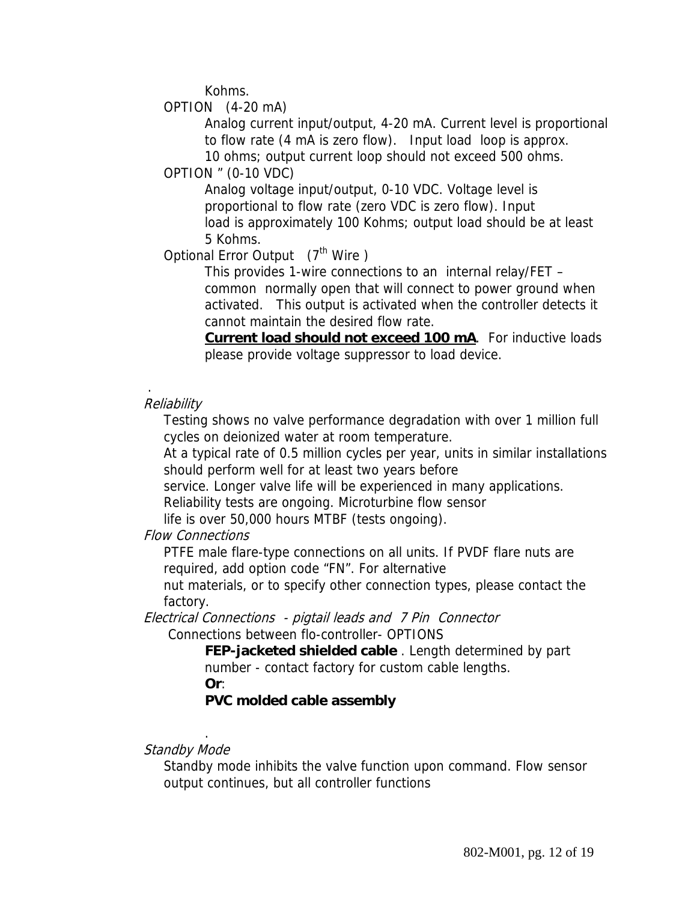Kohms.

OPTION (4-20 mA)

Analog current input/output, 4-20 mA. Current level is proportional to flow rate (4 mA is zero flow). Input load loop is approx. 10 ohms; output current loop should not exceed 500 ohms.

OPTION " (0-10 VDC)

Analog voltage input/output, 0-10 VDC. Voltage level is proportional to flow rate (zero VDC is zero flow). Input load is approximately 100 Kohms; output load should be at least 5 Kohms.

Optional Error Output (7th Wire )

This provides 1-wire connections to an internal relay/FET – common normally open that will connect to power ground when activated. This output is activated when the controller detects it cannot maintain the desired flow rate.

**Current load should not exceed 100 mA**. For inductive loads please provide voltage suppressor to load device.

.

*Reliability*

Testing shows no valve performance degradation with over 1 million full cycles on deionized water at room temperature.
At a typical rate of 0.5 million cycles per year, units in similar installations should perform well for at least two years before service. Longer valve life will be experienced in many applications.
Reliability tests are ongoing. Microturbine flow sensor life is over 50,000 hours MTBF (tests ongoing).

*Flow Connections*

PTFE male flare-type connections on all units. If PVDF flare nuts are required, add option code "FN". For alternative nut materials, or to specify other connection types, please contact the factory.

*Electrical Connections - pigtail leads and 7 Pin Connector*

Connections between flo-controller- OPTIONS

**FEP-jacketed shielded cable** . Length determined by part number - contact factory for custom cable lengths.

**Or**:

**PVC molded cable assembly**

.

*Standby Mode*

Standby mode inhibits the valve function upon command. Flow sensor output continues, but all controller functions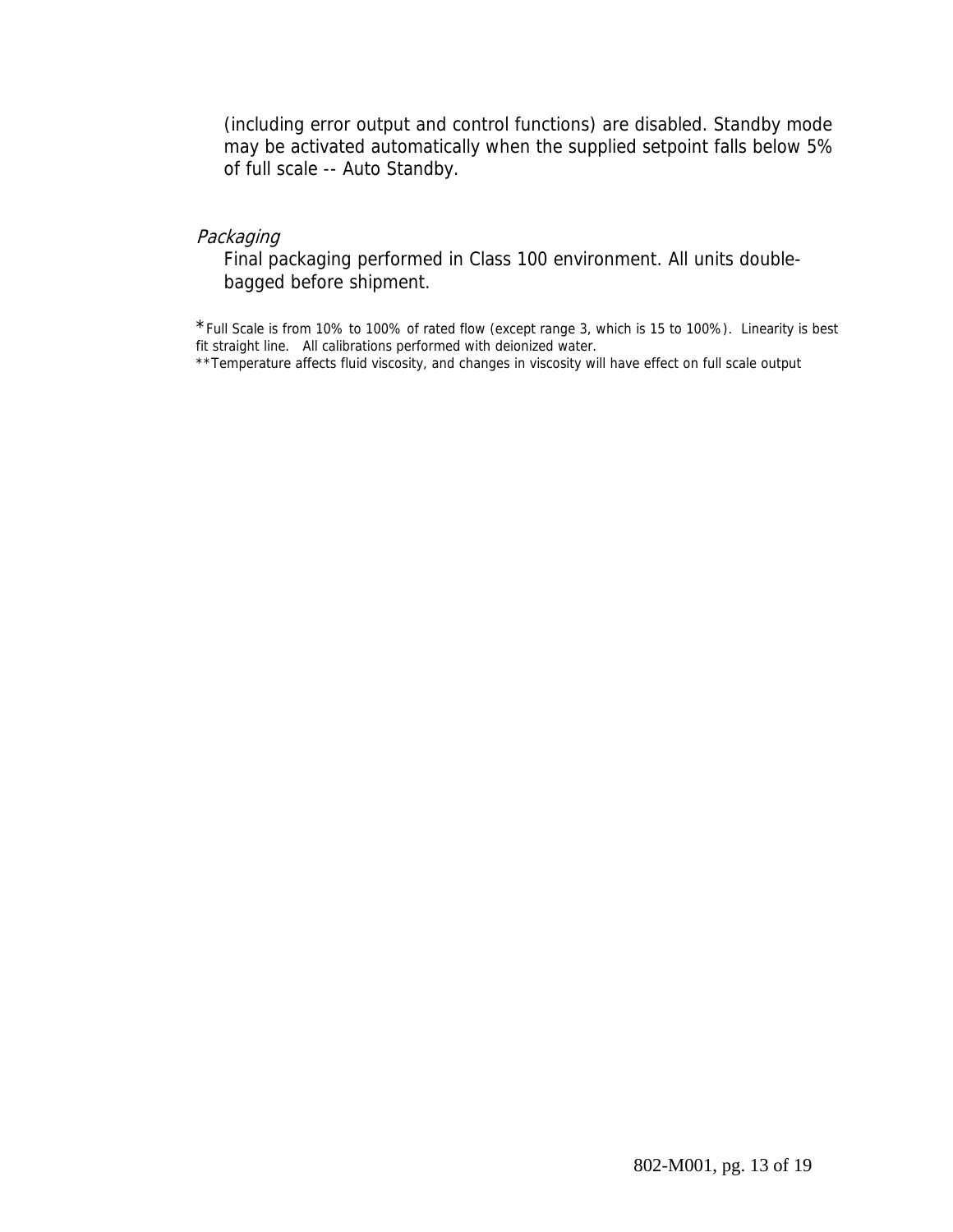(including error output and control functions) are disabled. Standby mode may be activated automatically when the supplied setpoint falls below 5% of full scale -- Auto Standby.

*Packaging*

Final packaging performed in Class 100 environment. All units double-bagged before shipment.

*Full Scale is from 10% to 100% of rated flow (except range 3, which is 15 to 100%). Linearity is best fit straight line. All calibrations performed with deionized water.

**Temperature affects fluid viscosity, and changes in viscosity will have effect on full scale output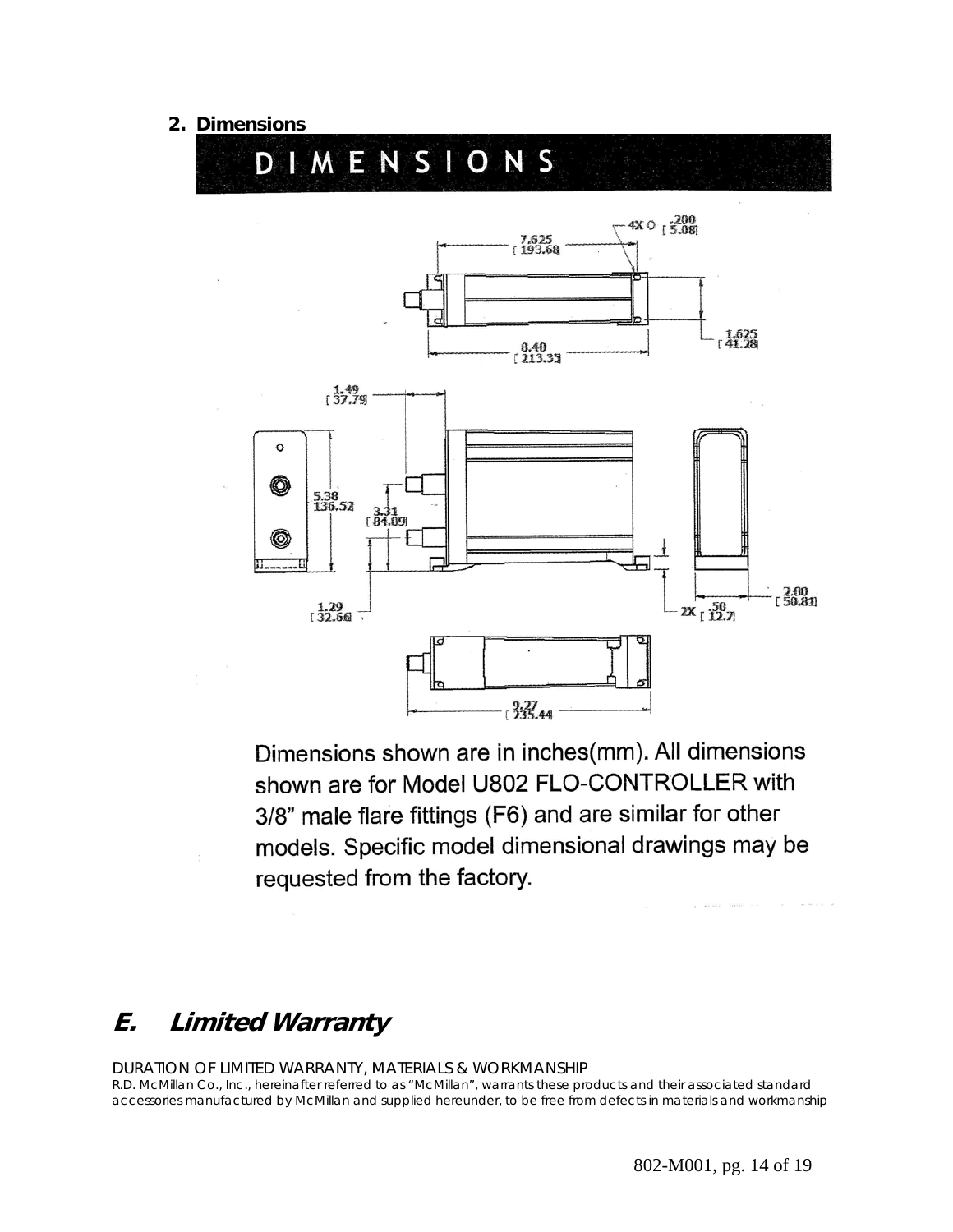2. **Dimensions**

# DIMENSIONS

7.625 [193.68]

4X Ø .200 [5.08]

1.625 [41.28]

8.40 [213.35]

1.49 [37.79]

5.38 [136.52]

3.31 [84.09]

1.29 [32.66]

2X .50 [12.7]

2.00 [50.81]

9.27 [235.44]

Dimensions shown are in inches(mm). All dimensions shown are for Model U802 FLO-CONTROLLER with 3/8" male flare fittings (F6) and are similar for other models. Specific model dimensional drawings may be requested from the factory.

## *E. Limited Warranty*

DURATION OF LIMITED WARRANTY, MATERIALS & WORKMANSHIP

R.D. McMillan Co., Inc., hereinafter referred to as "McMillan", warrants these products and their associated standard accessories manufactured by McMillan and supplied hereunder, to be free from defects in materials and workmanship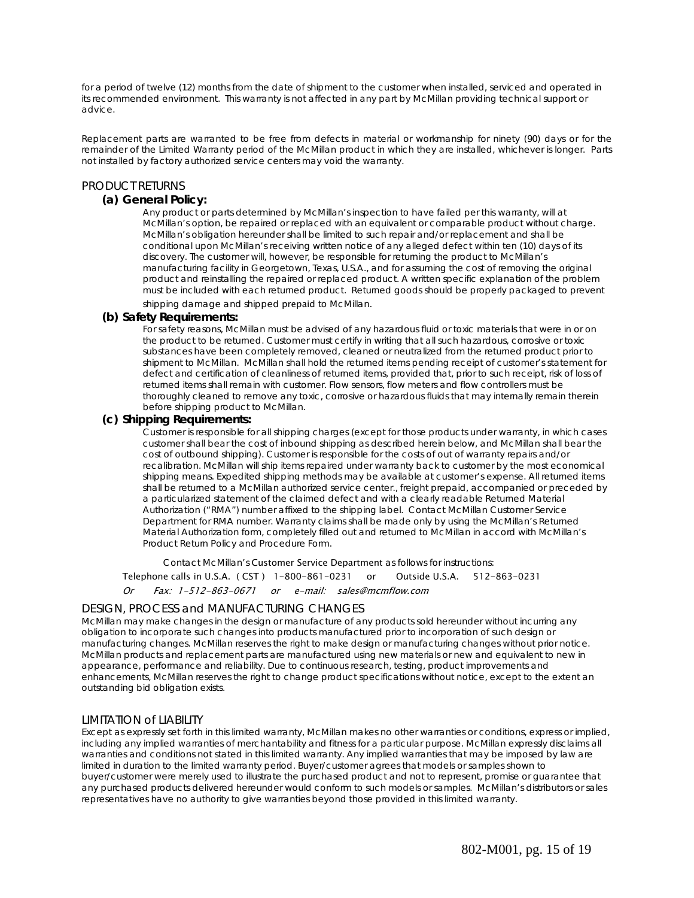for a period of twelve (12) months from the date of shipment to the customer when installed, serviced and operated in its recommended environment. This warranty is not affected in any part by McMillan providing technical support or advice.

Replacement parts are warranted to be free from defects in material or workmanship for ninety (90) days or for the remainder of the Limited Warranty period of the McMillan product in which they are installed, whichever is longer. Parts not installed by factory authorized service centers may void the warranty.

## PRODUCT RETURNS

### (a) General Policy:

Any product or parts determined by McMillan's inspection to have failed per this warranty, will at McMillan's option, be repaired or replaced with an equivalent or comparable product without charge. McMillan's obligation hereunder shall be limited to such repair and/or replacement and shall be conditional upon McMillan's receiving written notice of any alleged defect within ten (10) days of its discovery. The customer will, however, be responsible for returning the product to McMillan's manufacturing facility in Georgetown, Texas, U.S.A., and for assuming the cost of removing the original product and reinstalling the repaired or replaced product. A written specific explanation of the problem must be included with each returned product. Returned goods should be properly packaged to prevent shipping damage and shipped prepaid to McMillan.

### (b) Safety Requirements:

For safety reasons, McMillan must be advised of any hazardous fluid or toxic materials that were in or on the product to be returned. Customer must certify in writing that all such hazardous, corrosive or toxic substances have been completely removed, cleaned or neutralized from the returned product prior to shipment to McMillan. McMillan shall hold the returned items pending receipt of customer's statement for defect and certification of cleanliness of returned items, provided that, prior to such receipt, risk of loss of returned items shall remain with customer. Flow sensors, flow meters and flow controllers must be thoroughly cleaned to remove any toxic, corrosive or hazardous fluids that may internally remain therein before shipping product to McMillan.

### (c) Shipping Requirements:

Customer is responsible for all shipping charges (except for those products under warranty, in which cases customer shall bear the cost of inbound shipping as described herein below, and McMillan shall bear the cost of outbound shipping). Customer is responsible for the costs of out of warranty repairs and/or recalibration. McMillan will ship items repaired under warranty back to customer by the most economical shipping means. Expedited shipping methods may be available at customer's expense. All returned items shall be returned to a McMillan authorized service center., freight prepaid, accompanied or preceded by a particularized statement of the claimed defect and with a clearly readable Returned Material Authorization ("RMA") number affixed to the shipping label. Contact McMillan Customer Service Department for RMA number. Warranty claims shall be made only by using the McMillan's Returned Material Authorization form, completely filled out and returned to McMillan in accord with McMillan's Product Return Policy and Procedure Form.

Contact McMillan's Customer Service Department as follows for instructions:

Telephone calls in U.S.A. ( CST ) 1-800-861-0231 or Outside U.S.A. 512-863-0231

*Or Fax: 1-512-863-0671 or e-mail: sales@mcmflow.com*

## DESIGN, PROCESS and MANUFACTURING CHANGES

McMillan may make changes in the design or manufacture of any products sold hereunder without incurring any obligation to incorporate such changes into products manufactured prior to incorporation of such design or manufacturing changes. McMillan reserves the right to make design or manufacturing changes without prior notice. McMillan products and replacement parts are manufactured using new materials or new and equivalent to new in appearance, performance and reliability. Due to continuous research, testing, product improvements and enhancements, McMillan reserves the right to change product specifications without notice, except to the extent an outstanding bid obligation exists.

## LIMITATION of LIABILITY

Except as expressly set forth in this limited warranty, McMillan makes no other warranties or conditions, express or implied, including any implied warranties of merchantability and fitness for a particular purpose. McMillan expressly disclaims all warranties and conditions not stated in this limited warranty. Any implied warranties that may be imposed by law are limited in duration to the limited warranty period. Buyer/customer agrees that models or samples shown to buyer/customer were merely used to illustrate the purchased product and not to represent, promise or guarantee that any purchased products delivered hereunder would conform to such models or samples. McMillan's distributors or sales representatives have no authority to give warranties beyond those provided in this limited warranty.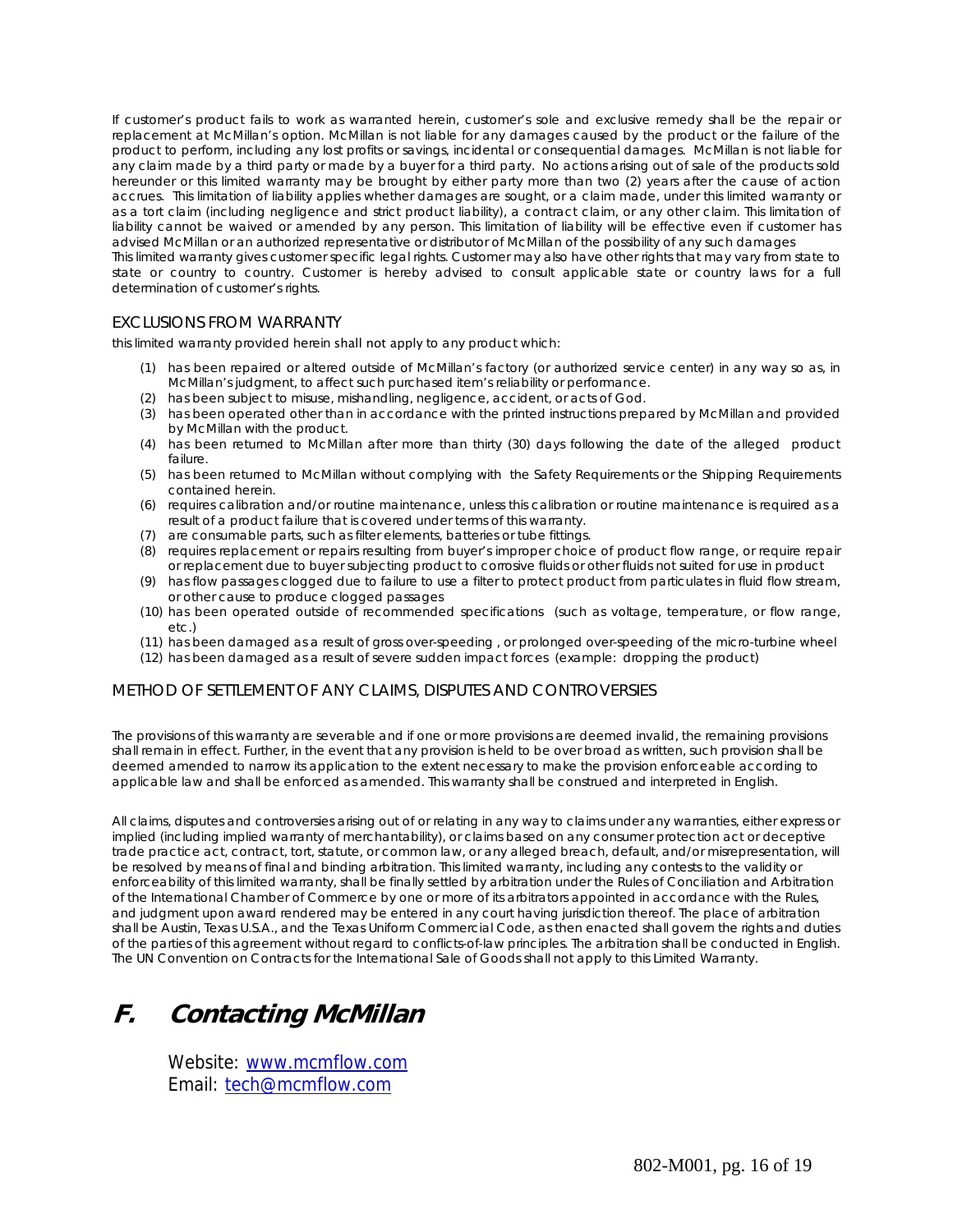If customer's product fails to work as warranted herein, customer's sole and exclusive remedy shall be the repair or replacement at McMillan's option. McMillan is not liable for any damages caused by the product or the failure of the product to perform, including any lost profits or savings, incidental or consequential damages. McMillan is not liable for any claim made by a third party or made by a buyer for a third party. No actions arising out of sale of the products sold hereunder or this limited warranty may be brought by either party more than two (2) years after the cause of action accrues. This limitation of liability applies whether damages are sought, or a claim made, under this limited warranty or as a tort claim (including negligence and strict product liability), a contract claim, or any other claim. This limitation of liability cannot be waived or amended by any person. This limitation of liability will be effective even if customer has advised McMillan or an authorized representative or distributor of McMillan of the possibility of any such damages
This limited warranty gives customer specific legal rights. Customer may also have other rights that may vary from state to state or country to country. Customer is hereby advised to consult applicable state or country laws for a full determination of customer's rights.

### EXCLUSIONS FROM WARRANTY

this limited warranty provided herein shall not apply to any product which:

(1) has been repaired or altered outside of McMillan's factory (or authorized service center) in any way so as, in McMillan's judgment, to affect such purchased item's reliability or performance.
(2) has been subject to misuse, mishandling, negligence, accident, or acts of God.
(3) has been operated other than in accordance with the printed instructions prepared by McMillan and provided by McMillan with the product.
(4) has been returned to McMillan after more than thirty (30) days following the date of the alleged product failure.
(5) has been returned to McMillan without complying with the Safety Requirements or the Shipping Requirements contained herein.
(6) requires calibration and/or routine maintenance, unless this calibration or routine maintenance is required as a result of a product failure that is covered under terms of this warranty.
(7) are consumable parts, such as filter elements, batteries or tube fittings.
(8) requires replacement or repairs resulting from buyer's improper choice of product flow range, or require repair or replacement due to buyer subjecting product to corrosive fluids or other fluids not suited for use in product
(9) has flow passages clogged due to failure to use a filter to protect product from particulates in fluid flow stream, or other cause to produce clogged passages
(10) has been operated outside of recommended specifications (such as voltage, temperature, or flow range, etc.)
(11) has been damaged as a result of gross over-speeding , or prolonged over-speeding of the micro-turbine wheel
(12) has been damaged as a result of severe sudden impact forces (example: dropping the product)

### METHOD OF SETTLEMENT OF ANY CLAIMS, DISPUTES AND CONTROVERSIES

The provisions of this warranty are severable and if one or more provisions are deemed invalid, the remaining provisions shall remain in effect. Further, in the event that any provision is held to be over broad as written, such provision shall be deemed amended to narrow its application to the extent necessary to make the provision enforceable according to applicable law and shall be enforced as amended. This warranty shall be construed and interpreted in English.

All claims, disputes and controversies arising out of or relating in any way to claims under any warranties, either express or implied (including implied warranty of merchantability), or claims based on any consumer protection act or deceptive trade practice act, contract, tort, statute, or common law, or any alleged breach, default, and/or misrepresentation, will be resolved by means of final and binding arbitration. This limited warranty, including any contests to the validity or enforceability of this limited warranty, shall be finally settled by arbitration under the Rules of Conciliation and Arbitration of the International Chamber of Commerce by one or more of its arbitrators appointed in accordance with the Rules, and judgment upon award rendered may be entered in any court having jurisdiction thereof. The place of arbitration shall be Austin, Texas U.S.A., and the Texas Uniform Commercial Code, as then enacted shall govern the rights and duties of the parties of this agreement without regard to conflicts-of-law principles. The arbitration shall be conducted in English. The UN Convention on Contracts for the International Sale of Goods shall not apply to this Limited Warranty.

# F. Contacting McMillan

Website: www.mcmflow.com
Email: tech@mcmflow.com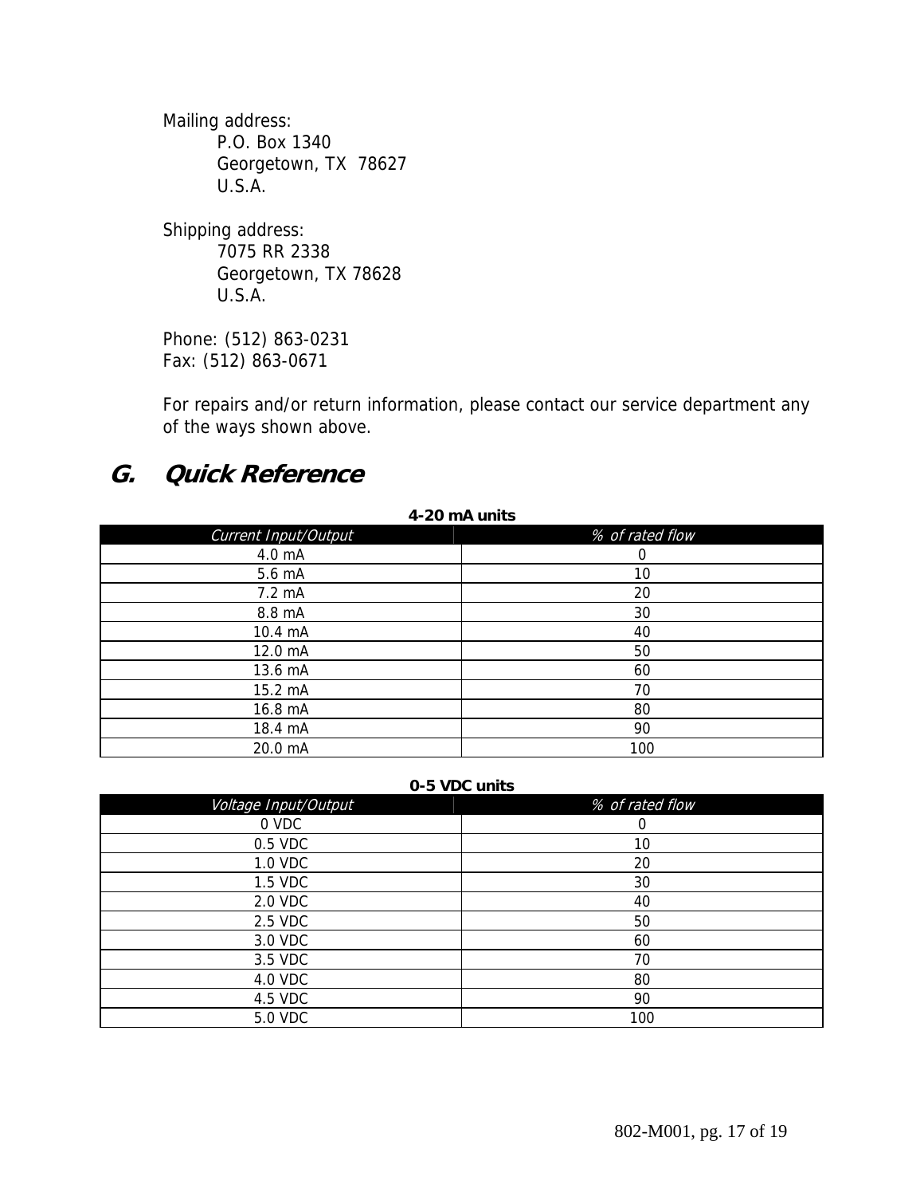Mailing address:
P.O. Box 1340
Georgetown, TX 78627
U.S.A.

Shipping address:
7075 RR 2338
Georgetown, TX 78628
U.S.A.

Phone: (512) 863-0231
Fax: (512) 863-0671

For repairs and/or return information, please contact our service department any of the ways shown above.

## G. *Quick Reference*

**4-20 mA units**

| *Current Input/Output* | *% of rated flow* |
|---|---|
| 4.0 mA | 0 |
| 5.6 mA | 10 |
| 7.2 mA | 20 |
| 8.8 mA | 30 |
| 10.4 mA | 40 |
| 12.0 mA | 50 |
| 13.6 mA | 60 |
| 15.2 mA | 70 |
| 16.8 mA | 80 |
| 18.4 mA | 90 |
| 20.0 mA | 100 |

**0-5 VDC units**

| *Voltage Input/Output* | *% of rated flow* |
|---|---|
| 0 VDC | 0 |
| 0.5 VDC | 10 |
| 1.0 VDC | 20 |
| 1.5 VDC | 30 |
| 2.0 VDC | 40 |
| 2.5 VDC | 50 |
| 3.0 VDC | 60 |
| 3.5 VDC | 70 |
| 4.0 VDC | 80 |
| 4.5 VDC | 90 |
| 5.0 VDC | 100 |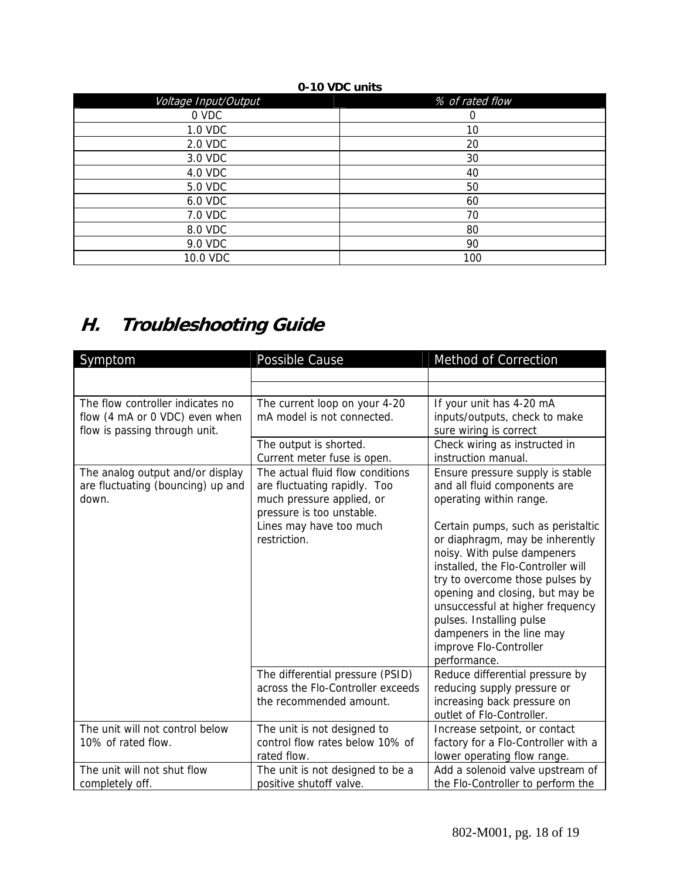**0-10 VDC units**

| *Voltage Input/Output* | *% of rated flow* |
|---|---|
| 0 VDC | 0 |
| 1.0 VDC | 10 |
| 2.0 VDC | 20 |
| 3.0 VDC | 30 |
| 4.0 VDC | 40 |
| 5.0 VDC | 50 |
| 6.0 VDC | 60 |
| 7.0 VDC | 70 |
| 8.0 VDC | 80 |
| 9.0 VDC | 90 |
| 10.0 VDC | 100 |

## *H. Troubleshooting Guide*

| Symptom | Possible Cause | Method of Correction |
|---|---|---|
| | | |
| | | |
| The flow controller indicates no flow (4 mA or 0 VDC) even when flow is passing through unit. | The current loop on your 4-20 mA model is not connected. | If your unit has 4-20 mA inputs/outputs, check to make sure wiring is correct |
| | The output is shorted. Current meter fuse is open. | Check wiring as instructed in instruction manual. |
| The analog output and/or display are fluctuating (bouncing) up and down. | The actual fluid flow conditions are fluctuating rapidly. Too much pressure applied, or pressure is too unstable. Lines may have too much restriction. | Ensure pressure supply is stable and all fluid components are operating within range.<br><br>Certain pumps, such as peristaltic or diaphragm, may be inherently noisy. With pulse dampeners installed, the Flo-Controller will try to overcome those pulses by opening and closing, but may be unsuccessful at higher frequency pulses. Installing pulse dampeners in the line may improve Flo-Controller performance. |
| | The differential pressure (PSID) across the Flo-Controller exceeds the recommended amount. | Reduce differential pressure by reducing supply pressure or increasing back pressure on outlet of Flo-Controller. |
| The unit will not control below 10% of rated flow. | The unit is not designed to control flow rates below 10% of rated flow. | Increase setpoint, or contact factory for a Flo-Controller with a lower operating flow range. |
| The unit will not shut flow completely off. | The unit is not designed to be a positive shutoff valve. | Add a solenoid valve upstream of the Flo-Controller to perform the |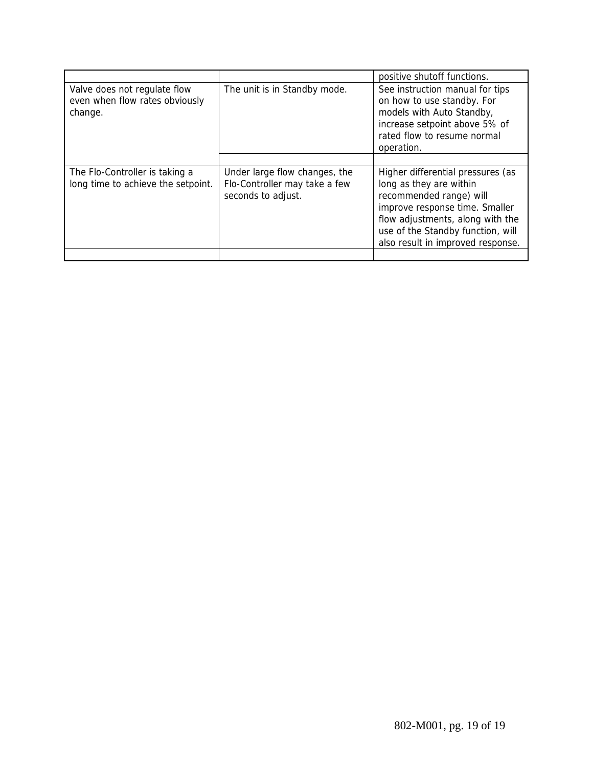| | | |
|---|---|---|
| | | positive shutoff functions. |
| Valve does not regulate flow even when flow rates obviously change. | The unit is in Standby mode. | See instruction manual for tips on how to use standby. For models with Auto Standby, increase setpoint above 5% of rated flow to resume normal operation. |
| | | |
| The Flo-Controller is taking a long time to achieve the setpoint. | Under large flow changes, the Flo-Controller may take a few seconds to adjust. | Higher differential pressures (as long as they are within recommended range) will improve response time. Smaller flow adjustments, along with the use of the Standby function, will also result in improved response. |
| | | |

802-M001